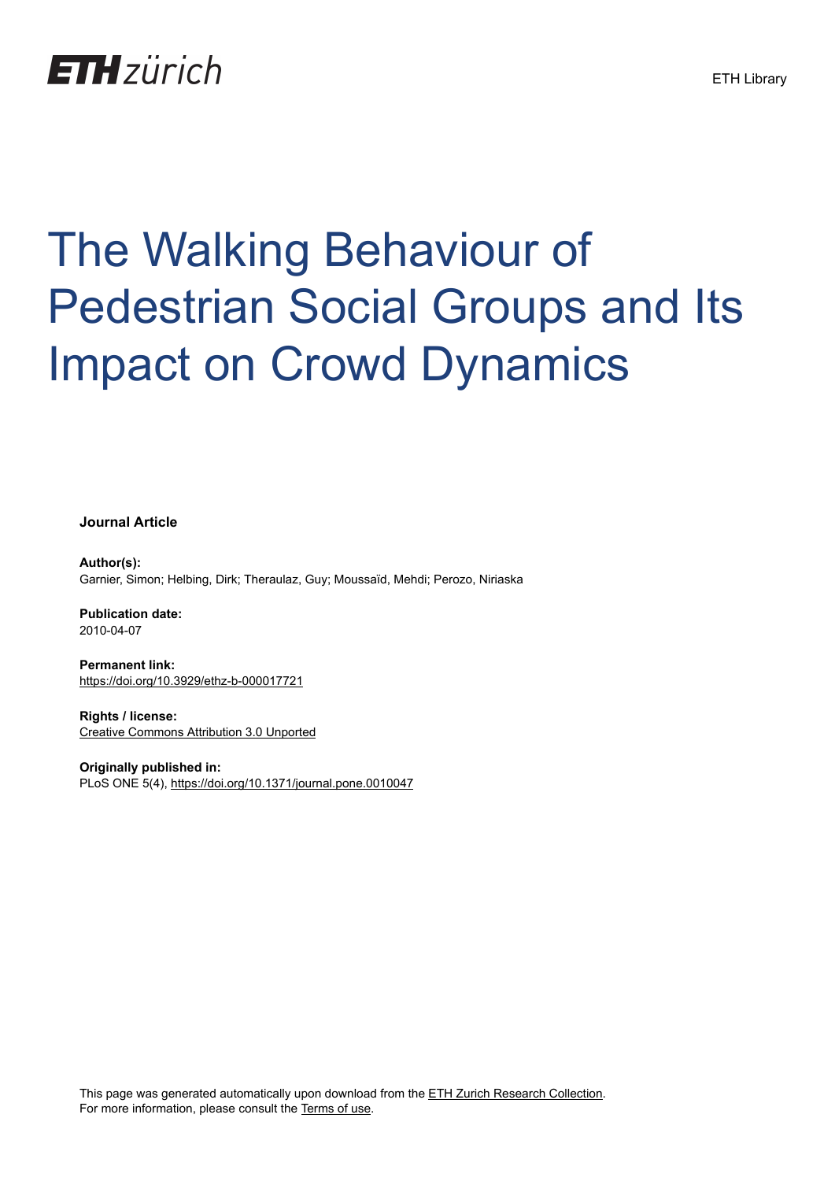ETH Library

# The Walking Behaviour of Pedestrian Social Groups and Its Impact on Crowd Dynamics

**Journal Article**

**Author(s):**
Garnier, Simon; Helbing, Dirk; Theraulaz, Guy; Moussaïd, Mehdi; Perozo, Niriaska

**Publication date:**
2010-04-07

**Permanent link:**
https://doi.org/10.3929/ethz-b-000017721

**Rights / license:**
Creative Commons Attribution 3.0 Unported

**Originally published in:**
PLoS ONE 5(4), https://doi.org/10.1371/journal.pone.0010047

This page was generated automatically upon download from the ETH Zurich Research Collection.
For more information, please consult the Terms of use.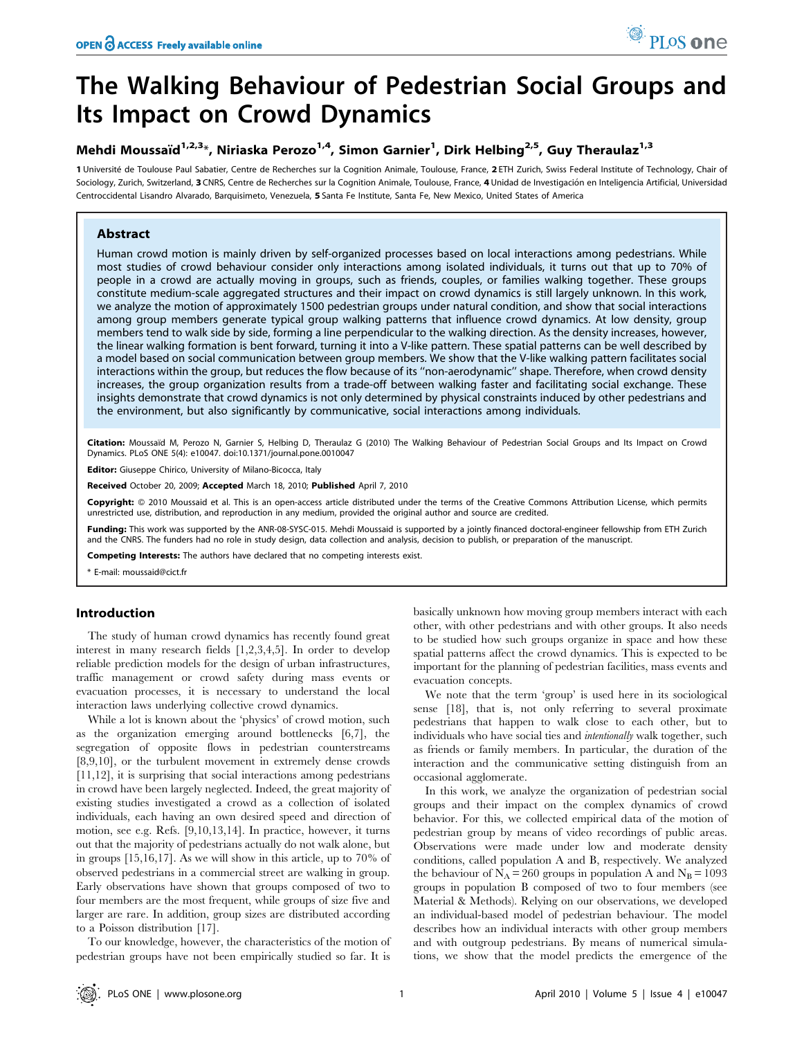# The Walking Behaviour of Pedestrian Social Groups and Its Impact on Crowd Dynamics

**Mehdi Moussaïd**[1,2,3]*, **Niriaska Perozo**[1,4], **Simon Garnier**[1], **Dirk Helbing**[2,5], **Guy Theraulaz**[1,3]

[1] Université de Toulouse Paul Sabatier, Centre de Recherches sur la Cognition Animale, Toulouse, France, [2] ETH Zurich, Swiss Federal Institute of Technology, Chair of Sociology, Zurich, Switzerland, [3] CNRS, Centre de Recherches sur la Cognition Animale, Toulouse, France, [4] Unidad de Investigación en Inteligencia Artificial, Universidad Centroccidental Lisandro Alvarado, Barquisimeto, Venezuela, [5] Santa Fe Institute, Santa Fe, New Mexico, United States of America

## Abstract

Human crowd motion is mainly driven by self-organized processes based on local interactions among pedestrians. While most studies of crowd behaviour consider only interactions among isolated individuals, it turns out that up to 70% of people in a crowd are actually moving in groups, such as friends, couples, or families walking together. These groups constitute medium-scale aggregated structures and their impact on crowd dynamics is still largely unknown. In this work, we analyze the motion of approximately 1500 pedestrian groups under natural condition, and show that social interactions among group members generate typical group walking patterns that influence crowd dynamics. At low density, group members tend to walk side by side, forming a line perpendicular to the walking direction. As the density increases, however, the linear walking formation is bent forward, turning it into a V-like pattern. These spatial patterns can be well described by a model based on social communication between group members. We show that the V-like walking pattern facilitates social interactions within the group, but reduces the flow because of its ''non-aerodynamic'' shape. Therefore, when crowd density increases, the group organization results from a trade-off between walking faster and facilitating social exchange. These insights demonstrate that crowd dynamics is not only determined by physical constraints induced by other pedestrians and the environment, but also significantly by communicative, social interactions among individuals.

**Citation:** Moussaïd M, Perozo N, Garnier S, Helbing D, Theraulaz G (2010) The Walking Behaviour of Pedestrian Social Groups and Its Impact on Crowd Dynamics. PLoS ONE 5(4): e10047. doi:10.1371/journal.pone.0010047

**Editor:** Giuseppe Chirico, University of Milano-Bicocca, Italy

**Received** October 20, 2009; **Accepted** March 18, 2010; **Published** April 7, 2010

**Copyright:** © 2010 Moussaid et al. This is an open-access article distributed under the terms of the Creative Commons Attribution License, which permits unrestricted use, distribution, and reproduction in any medium, provided the original author and source are credited.

**Funding:** This work was supported by the ANR-08-SYSC-015. Mehdi Moussaid is supported by a jointly financed doctoral-engineer fellowship from ETH Zurich and the CNRS. The funders had no role in study design, data collection and analysis, decision to publish, or preparation of the manuscript.

**Competing Interests:** The authors have declared that no competing interests exist.

\* E-mail: moussaid@cict.fr

## Introduction

The study of human crowd dynamics has recently found great interest in many research fields [1,2,3,4,5]. In order to develop reliable prediction models for the design of urban infrastructures, traffic management or crowd safety during mass events or evacuation processes, it is necessary to understand the local interaction laws underlying collective crowd dynamics.

While a lot is known about the 'physics' of crowd motion, such as the organization emerging around bottlenecks [6,7], the segregation of opposite flows in pedestrian counterstreams [8,9,10], or the turbulent movement in extremely dense crowds [11,12], it is surprising that social interactions among pedestrians in crowd have been largely neglected. Indeed, the great majority of existing studies investigated a crowd as a collection of isolated individuals, each having an own desired speed and direction of motion, see e.g. Refs. [9,10,13,14]. In practice, however, it turns out that the majority of pedestrians actually do not walk alone, but in groups [15,16,17]. As we will show in this article, up to 70% of observed pedestrians in a commercial street are walking in group. Early observations have shown that groups composed of two to four members are the most frequent, while groups of size five and larger are rare. In addition, group sizes are distributed according to a Poisson distribution [17].

To our knowledge, however, the characteristics of the motion of pedestrian groups have not been empirically studied so far. It is basically unknown how moving group members interact with each other, with other pedestrians and with other groups. It also needs to be studied how such groups organize in space and how these spatial patterns affect the crowd dynamics. This is expected to be important for the planning of pedestrian facilities, mass events and evacuation concepts.

We note that the term 'group' is used here in its sociological sense [18], that is, not only referring to several proximate pedestrians that happen to walk close to each other, but to individuals who have social ties and *intentionally* walk together, such as friends or family members. In particular, the duration of the interaction and the communicative setting distinguish from an occasional agglomerate.

In this work, we analyze the organization of pedestrian social groups and their impact on the complex dynamics of crowd behavior. For this, we collected empirical data of the motion of pedestrian group by means of video recordings of public areas. Observations were made under low and moderate density conditions, called population A and B, respectively. We analyzed the behaviour of $N_A = 260$ groups in population A and $N_B = 1093$ groups in population B composed of two to four members (see Material & Methods). Relying on our observations, we developed an individual-based model of pedestrian behaviour. The model describes how an individual interacts with other group members and with outgroup pedestrians. By means of numerical simulations, we show that the model predicts the emergence of the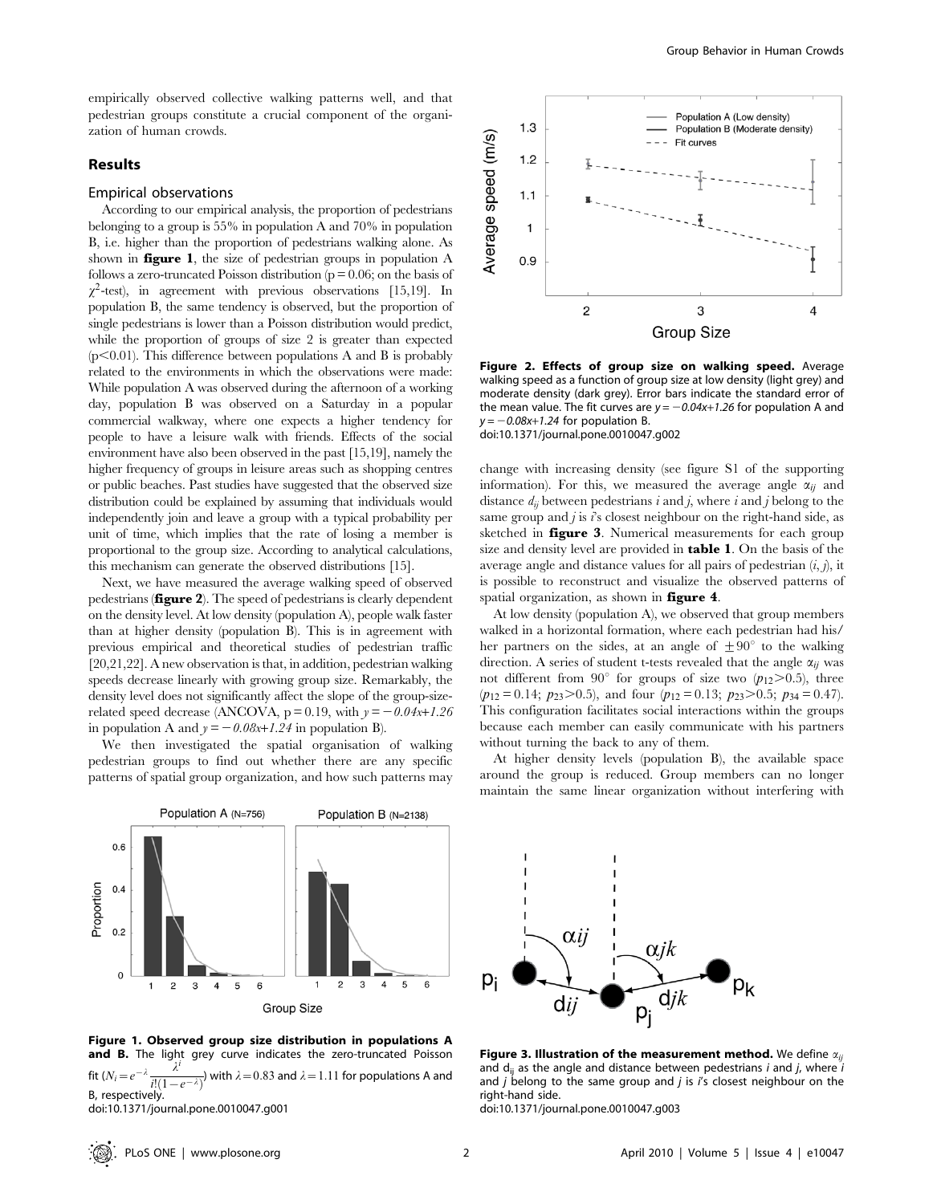empirically observed collective walking patterns well, and that pedestrian groups constitute a crucial component of the organization of human crowds.

## Results

### Empirical observations

According to our empirical analysis, the proportion of pedestrians belonging to a group is 55% in population A and 70% in population B, i.e. higher than the proportion of pedestrians walking alone. As shown in **figure 1**, the size of pedestrian groups in population A follows a zero-truncated Poisson distribution ($p = 0.06$; on the basis of $\chi^2$-test), in agreement with previous observations [15,19]. In population B, the same tendency is observed, but the proportion of single pedestrians is lower than a Poisson distribution would predict, while the proportion of groups of size 2 is greater than expected ($p<0.01$). This difference between populations A and B is probably related to the environments in which the observations were made: While population A was observed during the afternoon of a working day, population B was observed on a Saturday in a popular commercial walkway, where one expects a higher tendency for people to have a leisure walk with friends. Effects of the social environment have also been observed in the past [15,19], namely the higher frequency of groups in leisure areas such as shopping centres or public beaches. Past studies have suggested that the observed size distribution could be explained by assuming that individuals would independently join and leave a group with a typical probability per unit of time, which implies that the rate of losing a member is proportional to the group size. According to analytical calculations, this mechanism can generate the observed distributions [15].

Next, we have measured the average walking speed of observed pedestrians (**figure 2**). The speed of pedestrians is clearly dependent on the density level. At low density (population A), people walk faster than at higher density (population B). This is in agreement with previous empirical and theoretical studies of pedestrian traffic [20,21,22]. A new observation is that, in addition, pedestrian walking speeds decrease linearly with growing group size. Remarkably, the density level does not significantly affect the slope of the group-size-related speed decrease (ANCOVA, $p = 0.19$, with $y = -0.04x+1.26$ in population A and $y = -0.08x+1.24$ in population B).

We then investigated the spatial organisation of walking pedestrian groups to find out whether there are any specific patterns of spatial group organization, and how such patterns may change with increasing density (see figure S1 of the supporting information). For this, we measured the average angle $\alpha_{ij}$ and distance $d_{ij}$ between pedestrians $i$ and $j$, where $i$ and $j$ belong to the same group and $j$ is $i$'s closest neighbour on the right-hand side, as sketched in **figure 3**. Numerical measurements for each group size and density level are provided in **table 1**. On the basis of the average angle and distance values for all pairs of pedestrian $(i, j)$, it is possible to reconstruct and visualize the observed patterns of spatial organization, as shown in **figure 4**.

At low density (population A), we observed that group members walked in a horizontal formation, where each pedestrian had his/her partners on the sides, at an angle of $\pm 90^{\circ}$ to the walking direction. A series of student t-tests revealed that the angle $\alpha_{ij}$ was not different from $90^{\circ}$ for groups of size two ($p_{12}>0.5$), three ($p_{12} = 0.14$; $p_{23}>0.5$), and four ($p_{12} = 0.13$; $p_{23}>0.5$; $p_{34} = 0.47$). This configuration facilitates social interactions within the groups because each member can easily communicate with his partners without turning the back to any of them.

At higher density levels (population B), the available space around the group is reduced. Group members can no longer maintain the same linear organization without interfering with

**Figure 1. Observed group size distribution in populations A and B.** The light grey curve indicates the zero-truncated Poisson fit ($N_i = e^{-\lambda}\frac{\lambda^i}{i!(1-e^{-\lambda})}$) with $\lambda = 0.83$ and $\lambda = 1.11$ for populations A and B, respectively.
doi:10.1371/journal.pone.0010047.g001

**Figure 2. Effects of group size on walking speed.** Average walking speed as a function of group size at low density (light grey) and moderate density (dark grey). Error bars indicate the standard error of the mean value. The fit curves are $y = -0.04x+1.26$ for population A and $y = -0.08x+1.24$ for population B.
doi:10.1371/journal.pone.0010047.g002

**Figure 3. Illustration of the measurement method.** We define $\alpha_{ij}$ and $d_{ij}$ as the angle and distance between pedestrians $i$ and $j$, where $i$ and $j$ belong to the same group and $j$ is $i$'s closest neighbour on the right-hand side.
doi:10.1371/journal.pone.0010047.g003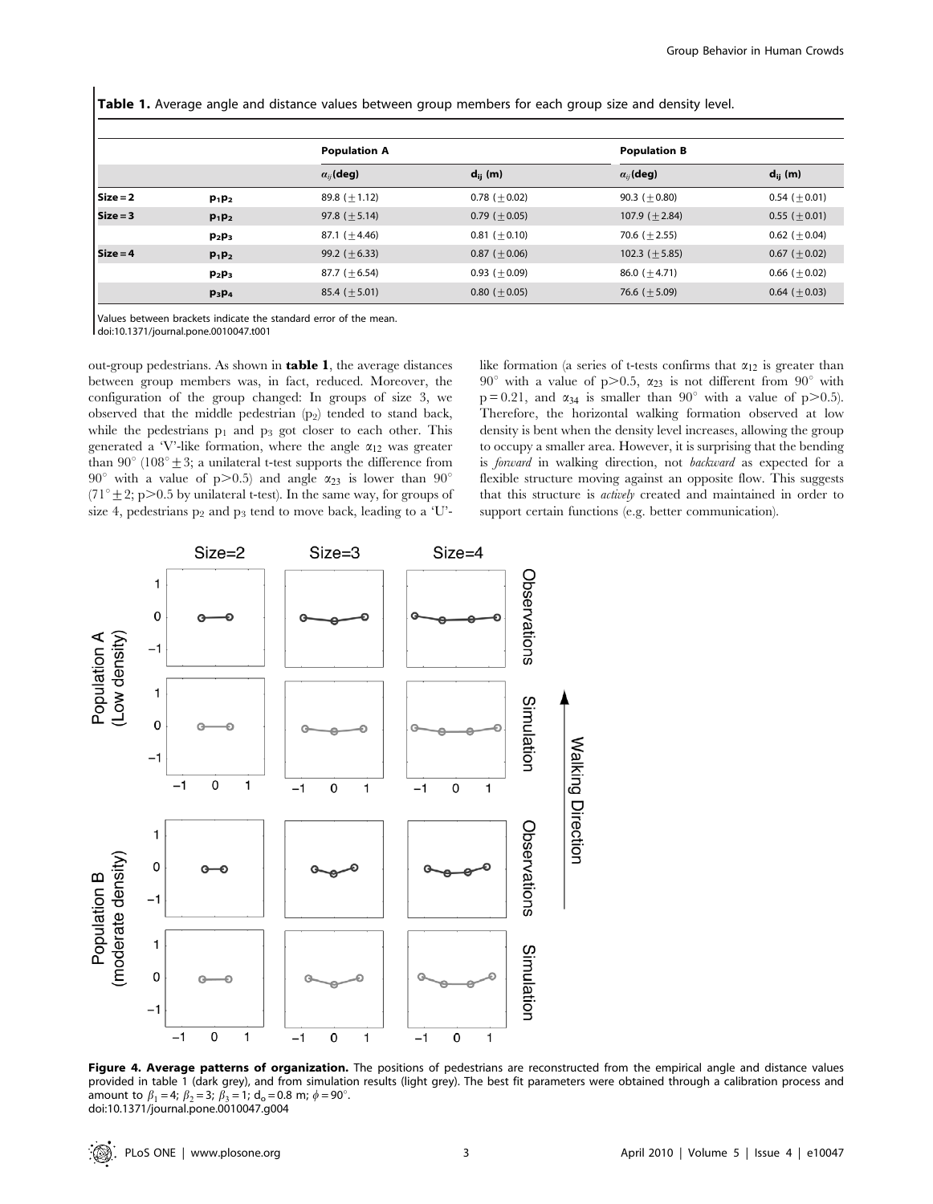**Table 1.** Average angle and distance values between group members for each group size and density level.

| | | Population A | | Population B | |
|---|---|---|---|---|---|
| | | $\alpha_{ij}$(deg) | $d_{ij}$ (m) | $\alpha_{ij}$(deg) | $d_{ij}$ (m) |
| Size = 2 | $p_1p_2$ | 89.8 (±1.12) | 0.78 (±0.02) | 90.3 (±0.80) | 0.54 (±0.01) |
| Size = 3 | $p_1p_2$ | 97.8 (±5.14) | 0.79 (±0.05) | 107.9 (±2.84) | 0.55 (±0.01) |
| | $p_2p_3$ | 87.1 (±4.46) | 0.81 (±0.10) | 70.6 (±2.55) | 0.62 (±0.04) |
| Size = 4 | $p_1p_2$ | 99.2 (±6.33) | 0.87 (±0.06) | 102.3 (±5.85) | 0.67 (±0.02) |
| | $p_2p_3$ | 87.7 (±6.54) | 0.93 (±0.09) | 86.0 (±4.71) | 0.66 (±0.02) |
| | $p_3p_4$ | 85.4 (±5.01) | 0.80 (±0.05) | 76.6 (±5.09) | 0.64 (±0.03) |

Values between brackets indicate the standard error of the mean.
doi:10.1371/journal.pone.0010047.t001

out-group pedestrians. As shown in **table 1**, the average distances between group members was, in fact, reduced. Moreover, the configuration of the group changed: In groups of size 3, we observed that the middle pedestrian ($p_2$) tended to stand back, while the pedestrians $p_1$ and $p_3$ got closer to each other. This generated a 'V'-like formation, where the angle $\alpha_{12}$ was greater than $90^\circ$ ($108^\circ \pm 3$; a unilateral t-test supports the difference from $90^\circ$ with a value of $p>0.5$) and angle $\alpha_{23}$ is lower than $90^\circ$ ($71^\circ \pm 2$; $p>0.5$ by unilateral t-test). In the same way, for groups of size 4, pedestrians $p_2$ and $p_3$ tend to move back, leading to a 'U'-like formation (a series of t-tests confirms that $\alpha_{12}$ is greater than $90^\circ$ with a value of $p>0.5$, $\alpha_{23}$ is not different from $90^\circ$ with $p = 0.21$, and $\alpha_{34}$ is smaller than $90^\circ$ with a value of $p>0.5$). Therefore, the horizontal walking formation observed at low density is bent when the density level increases, allowing the group to occupy a smaller area. However, it is surprising that the bending is *forward* in walking direction, not *backward* as expected for a flexible structure moving against an opposite flow. This suggests that this structure is *actively* created and maintained in order to support certain functions (e.g. better communication).

**Figure 4. Average patterns of organization.** The positions of pedestrians are reconstructed from the empirical angle and distance values provided in table 1 (dark grey), and from simulation results (light grey). The best fit parameters were obtained through a calibration process and amount to $\beta_1 = 4$; $\beta_2 = 3$; $\beta_3 = 1$; $d_o = 0.8$ m; $\phi = 90^\circ$.
doi:10.1371/journal.pone.0010047.g004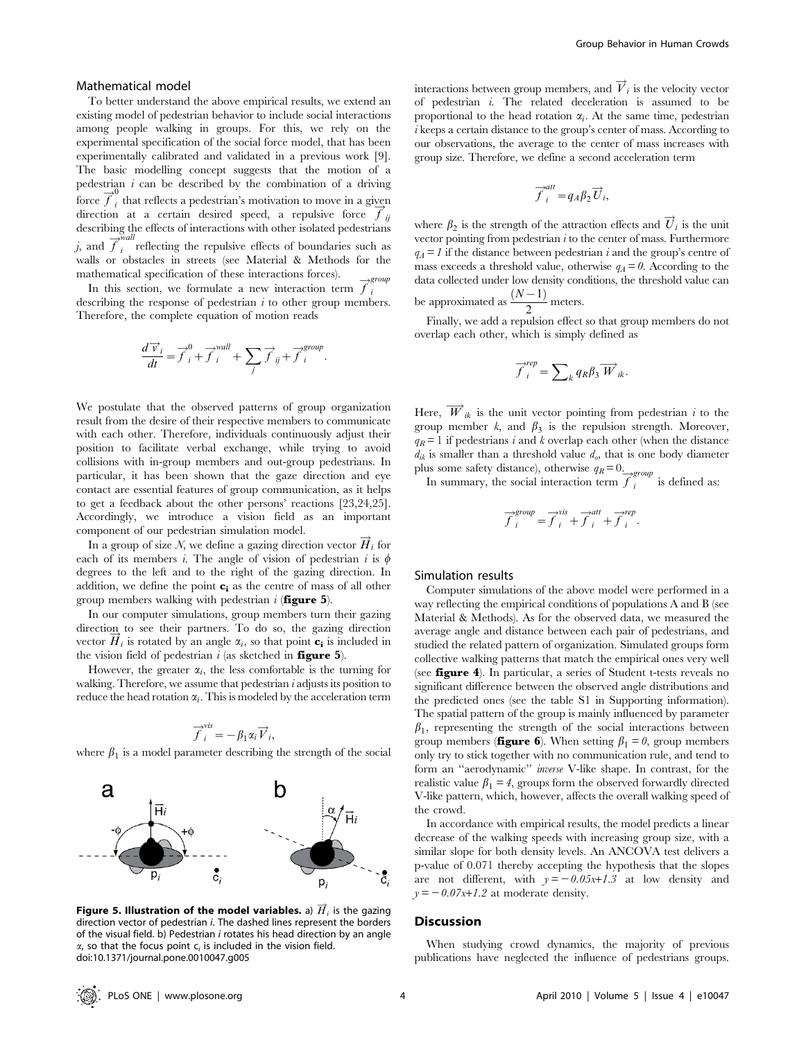### Mathematical model

To better understand the above empirical results, we extend an existing model of pedestrian behavior to include social interactions among people walking in groups. For this, we rely on the experimental specification of the social force model, that has been experimentally calibrated and validated in a previous work [9]. The basic modelling concept suggests that the motion of a pedestrian $i$ can be described by the combination of a driving force $\overrightarrow{f}_i^0$ that reflects a pedestrian's motivation to move in a given direction at a certain desired speed, a repulsive force $\overrightarrow{f}_{ij}$ describing the effects of interactions with other isolated pedestrians $j$, and $\overrightarrow{f}_i^{wall}$ reflecting the repulsive effects of boundaries such as walls or obstacles in streets (see Material & Methods for the mathematical specification of these interactions forces).

In this section, we formulate a new interaction term $\overrightarrow{f}_i^{group}$ describing the response of pedestrian $i$ to other group members. Therefore, the complete equation of motion reads

$$\frac{d\overrightarrow{v}_i}{dt} = \overrightarrow{f}_i^0 + \overrightarrow{f}_i^{wall} + \sum_j \overrightarrow{f}_{ij} + \overrightarrow{f}_i^{group}.$$

We postulate that the observed patterns of group organization result from the desire of their respective members to communicate with each other. Therefore, individuals continuously adjust their position to facilitate verbal exchange, while trying to avoid collisions with in-group members and out-group pedestrians. In particular, it has been shown that the gaze direction and eye contact are essential features of group communication, as it helps to get a feedback about the other persons' reactions [23,24,25]. Accordingly, we introduce a vision field as an important component of our pedestrian simulation model.

In a group of size $N$, we define a gazing direction vector $\overrightarrow{H}_i$ for each of its members $i$. The angle of vision of pedestrian $i$ is $\phi$ degrees to the left and to the right of the gazing direction. In addition, we define the point $\mathbf{c_i}$ as the centre of mass of all other group members walking with pedestrian $i$ (**figure 5**).

In our computer simulations, group members turn their gazing direction to see their partners. To do so, the gazing direction vector $\overrightarrow{H}_i$ is rotated by an angle $\alpha_i$, so that point $\mathbf{c_i}$ is included in the vision field of pedestrian $i$ (as sketched in **figure 5**).

However, the greater $\alpha_i$, the less comfortable is the turning for walking. Therefore, we assume that pedestrian $i$ adjusts its position to reduce the head rotation $\alpha_i$. This is modeled by the acceleration term

$$\overrightarrow{f}_i^{vis} = -\beta_1 \alpha_i \overrightarrow{V}_i,$$

where $\beta_1$ is a model parameter describing the strength of the social interactions between group members, and $\overrightarrow{V}_i$ is the velocity vector of pedestrian $i$. The related deceleration is assumed to be proportional to the head rotation $\alpha_i$. At the same time, pedestrian $i$ keeps a certain distance to the group's center of mass. According to our observations, the average to the center of mass increases with group size. Therefore, we define a second acceleration term

$$\overrightarrow{f}_i^{att} = q_A \beta_2 \overrightarrow{U}_i,$$

where $\beta_2$ is the strength of the attraction effects and $\overrightarrow{U}_i$ is the unit vector pointing from pedestrian $i$ to the center of mass. Furthermore $q_A = 1$ if the distance between pedestrian $i$ and the group's centre of mass exceeds a threshold value, otherwise $q_A = 0$. According to the data collected under low density conditions, the threshold value can be approximated as $\frac{(N-1)}{2}$ meters.

Finally, we add a repulsion effect so that group members do not overlap each other, which is simply defined as

$$\overrightarrow{f}_i^{rep} = \sum_k q_R \beta_3 \overrightarrow{W}_{ik}.$$

Here, $\overrightarrow{W}_{ik}$ is the unit vector pointing from pedestrian $i$ to the group member $k$, and $\beta_3$ is the repulsion strength. Moreover, $q_R = 1$ if pedestrians $i$ and $k$ overlap each other (when the distance $d_{ik}$ is smaller than a threshold value $d_o$, that is one body diameter plus some safety distance), otherwise $q_R = 0$.

In summary, the social interaction term $\overrightarrow{f}_i^{group}$ is defined as:

$$\overrightarrow{f}_i^{group} = \overrightarrow{f}_i^{vis} + \overrightarrow{f}_i^{att} + \overrightarrow{f}_i^{rep}.$$

**Figure 5. Illustration of the model variables.** a) $\overrightarrow{H}_i$ is the gazing direction vector of pedestrian $i$. The dashed lines represent the borders of the visual field. b) Pedestrian $i$ rotates his head direction by an angle $\alpha$, so that the focus point $c_i$ is included in the vision field.
doi:10.1371/journal.pone.0010047.g005

### Simulation results

Computer simulations of the above model were performed in a way reflecting the empirical conditions of populations A and B (see Material & Methods). As for the observed data, we measured the average angle and distance between each pair of pedestrians, and studied the related pattern of organization. Simulated groups form collective walking patterns that match the empirical ones very well (see **figure 4**). In particular, a series of Student t-tests reveals no significant difference between the observed angle distributions and the predicted ones (see the table S1 in Supporting information). The spatial pattern of the group is mainly influenced by parameter $\beta_1$, representing the strength of the social interactions between group members (**figure 6**). When setting $\beta_1 = 0$, group members only try to stick together with no communication rule, and tend to form an "aerodynamic" *inverse* V-like shape. In contrast, for the realistic value $\beta_1 = 4$, groups form the observed forwardly directed V-like pattern, which, however, affects the overall walking speed of the crowd.

In accordance with empirical results, the model predicts a linear decrease of the walking speeds with increasing group size, with a similar slope for both density levels. An ANCOVA test delivers a p-value of 0.071 thereby accepting the hypothesis that the slopes are not different, with $y = -0.05x + 1.3$ at low density and $y = -0.07x + 1.2$ at moderate density.

## Discussion

When studying crowd dynamics, the majority of previous publications have neglected the influence of pedestrians groups.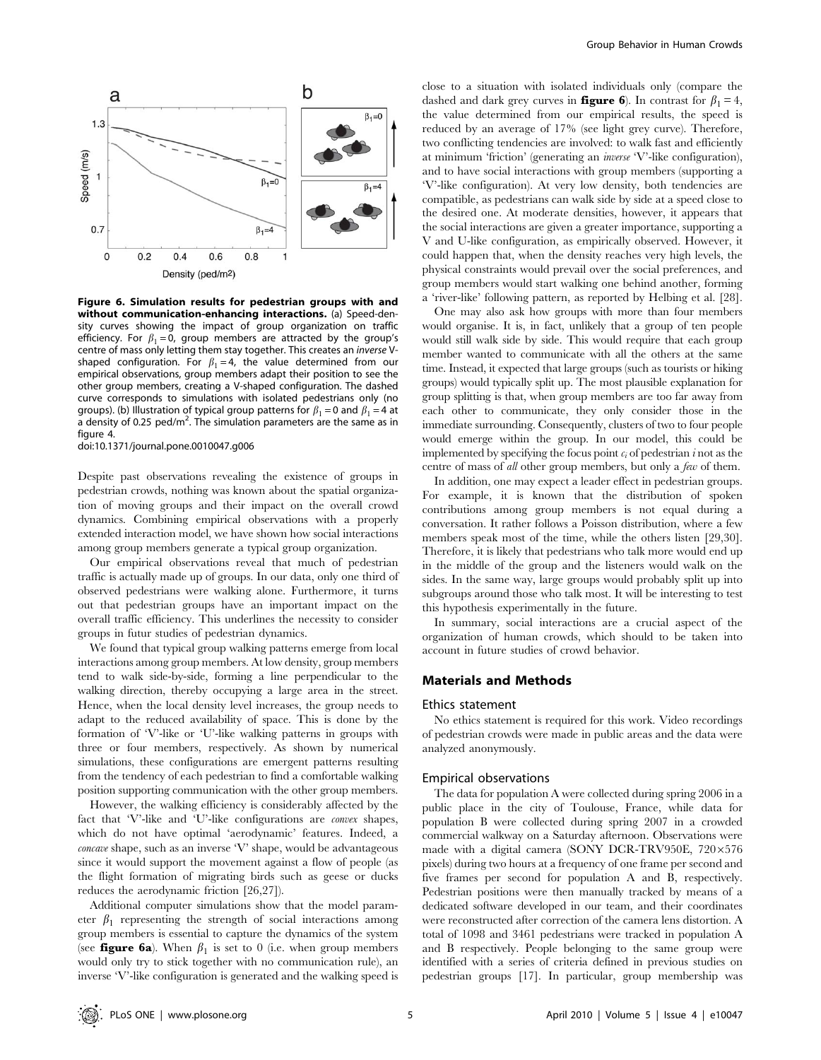**Figure 6. Simulation results for pedestrian groups with and without communication-enhancing interactions.** (a) Speed-density curves showing the impact of group organization on traffic efficiency. For $\beta_1 = 0$, group members are attracted by the group's centre of mass only letting them stay together. This creates an *inverse* V-shaped configuration. For $\beta_1 = 4$, the value determined from our empirical observations, group members adapt their position to see the other group members, creating a V-shaped configuration. The dashed curve corresponds to simulations with isolated pedestrians only (no groups). (b) Illustration of typical group patterns for $\beta_1 = 0$ and $\beta_1 = 4$ at a density of 0.25 ped/m$^2$. The simulation parameters are the same as in figure 4.
doi:10.1371/journal.pone.0010047.g006

Despite past observations revealing the existence of groups in pedestrian crowds, nothing was known about the spatial organization of moving groups and their impact on the overall crowd dynamics. Combining empirical observations with a properly extended interaction model, we have shown how social interactions among group members generate a typical group organization.

Our empirical observations reveal that much of pedestrian traffic is actually made up of groups. In our data, only one third of observed pedestrians were walking alone. Furthermore, it turns out that pedestrian groups have an important impact on the overall traffic efficiency. This underlines the necessity to consider groups in futur studies of pedestrian dynamics.

We found that typical group walking patterns emerge from local interactions among group members. At low density, group members tend to walk side-by-side, forming a line perpendicular to the walking direction, thereby occupying a large area in the street. Hence, when the local density level increases, the group needs to adapt to the reduced availability of space. This is done by the formation of 'V'-like or 'U'-like walking patterns in groups with three or four members, respectively. As shown by numerical simulations, these configurations are emergent patterns resulting from the tendency of each pedestrian to find a comfortable walking position supporting communication with the other group members.

However, the walking efficiency is considerably affected by the fact that 'V'-like and 'U'-like configurations are *convex* shapes, which do not have optimal 'aerodynamic' features. Indeed, a *concave* shape, such as an inverse 'V' shape, would be advantageous since it would support the movement against a flow of people (as the flight formation of migrating birds such as geese or ducks reduces the aerodynamic friction [26,27]).

Additional computer simulations show that the model parameter $\beta_1$ representing the strength of social interactions among group members is essential to capture the dynamics of the system (see **figure 6a**). When $\beta_1$ is set to 0 (i.e. when group members would only try to stick together with no communication rule), an inverse 'V'-like configuration is generated and the walking speed is close to a situation with isolated individuals only (compare the dashed and dark grey curves in **figure 6**). In contrast for $\beta_1 = 4$, the value determined from our empirical results, the speed is reduced by an average of 17% (see light grey curve). Therefore, two conflicting tendencies are involved: to walk fast and efficiently at minimum 'friction' (generating an *inverse* 'V'-like configuration), and to have social interactions with group members (supporting a 'V'-like configuration). At very low density, both tendencies are compatible, as pedestrians can walk side by side at a speed close to the desired one. At moderate densities, however, it appears that the social interactions are given a greater importance, supporting a V and U-like configuration, as empirically observed. However, it could happen that, when the density reaches very high levels, the physical constraints would prevail over the social preferences, and group members would start walking one behind another, forming a 'river-like' following pattern, as reported by Helbing et al. [28].

One may also ask how groups with more than four members would organise. It is, in fact, unlikely that a group of ten people would still walk side by side. This would require that each group member wanted to communicate with all the others at the same time. Instead, it expected that large groups (such as tourists or hiking groups) would typically split up. The most plausible explanation for group splitting is that, when group members are too far away from each other to communicate, they only consider those in the immediate surrounding. Consequently, clusters of two to four people would emerge within the group. In our model, this could be implemented by specifying the focus point $c_i$ of pedestrian $i$ not as the centre of mass of *all* other group members, but only a *few* of them.

In addition, one may expect a leader effect in pedestrian groups. For example, it is known that the distribution of spoken contributions among group members is not equal during a conversation. It rather follows a Poisson distribution, where a few members speak most of the time, while the others listen [29,30]. Therefore, it is likely that pedestrians who talk more would end up in the middle of the group and the listeners would walk on the sides. In the same way, large groups would probably split up into subgroups around those who talk most. It will be interesting to test this hypothesis experimentally in the future.

In summary, social interactions are a crucial aspect of the organization of human crowds, which should to be taken into account in future studies of crowd behavior.

## Materials and Methods

### Ethics statement

No ethics statement is required for this work. Video recordings of pedestrian crowds were made in public areas and the data were analyzed anonymously.

### Empirical observations

The data for population A were collected during spring 2006 in a public place in the city of Toulouse, France, while data for population B were collected during spring 2007 in a crowded commercial walkway on a Saturday afternoon. Observations were made with a digital camera (SONY DCR-TRV950E, 720×576 pixels) during two hours at a frequency of one frame per second and five frames per second for population A and B, respectively. Pedestrian positions were then manually tracked by means of a dedicated software developed in our team, and their coordinates were reconstructed after correction of the camera lens distortion. A total of 1098 and 3461 pedestrians were tracked in population A and B respectively. People belonging to the same group were identified with a series of criteria defined in previous studies on pedestrian groups [17]. In particular, group membership was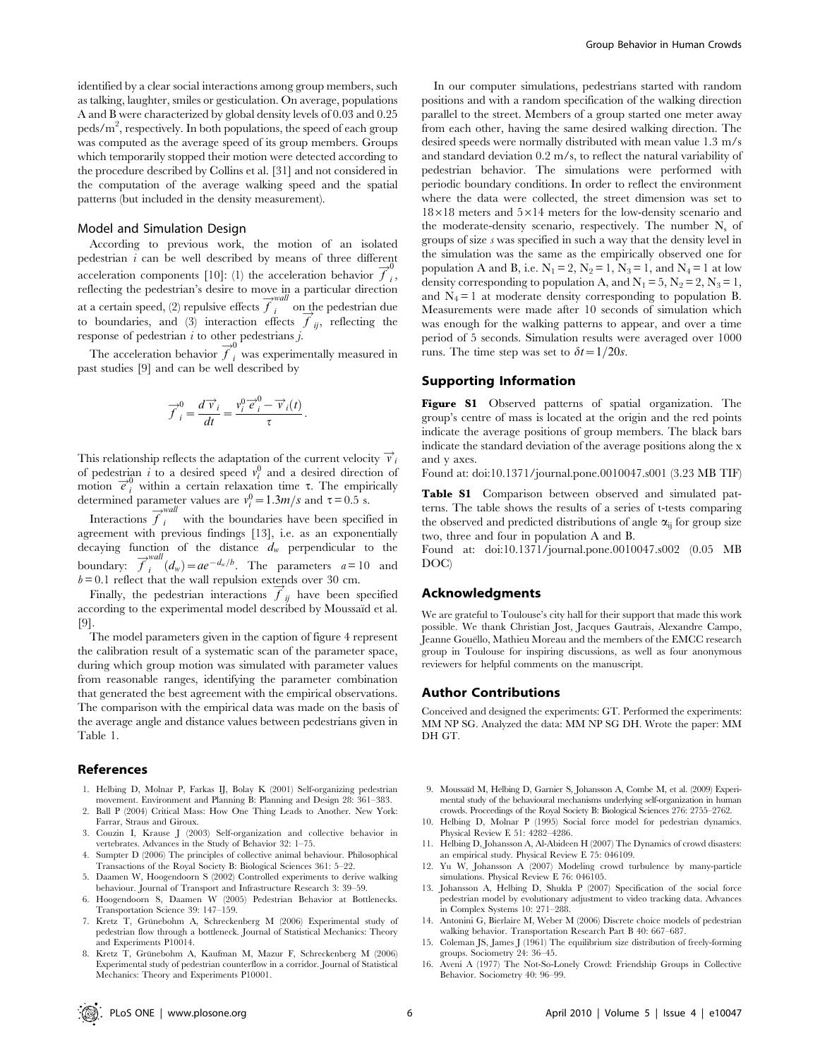identified by a clear social interactions among group members, such as talking, laughter, smiles or gesticulation. On average, populations A and B were characterized by global density levels of 0.03 and 0.25 peds/m$^2$, respectively. In both populations, the speed of each group was computed as the average speed of its group members. Groups which temporarily stopped their motion were detected according to the procedure described by Collins et al. [31] and not considered in the computation of the average walking speed and the spatial patterns (but included in the density measurement).

### Model and Simulation Design

According to previous work, the motion of an isolated pedestrian $i$ can be well described by means of three different acceleration components [10]: (1) the acceleration behavior $\vec{f}_i^0$, reflecting the pedestrian's desire to move in a particular direction at a certain speed, (2) repulsive effects $\vec{f}_i^{wall}$ on the pedestrian due to boundaries, and (3) interaction effects $\vec{f}_{ij}$, reflecting the response of pedestrian $i$ to other pedestrians $j$.

The acceleration behavior $\vec{f}_i^0$ was experimentally measured in past studies [9] and can be well described by

$$\vec{f}_i^0 = \frac{d\vec{v}_i}{dt} = \frac{v_i^0 \vec{e}_i^0 - \vec{v}_i(t)}{\tau}.$$

This relationship reflects the adaptation of the current velocity $\vec{v}_i$ of pedestrian $i$ to a desired speed $v_i^0$ and a desired direction of motion $\vec{e}_i^0$ within a certain relaxation time $\tau$. The empirically determined parameter values are $v_i^0 = 1.3 m/s$ and $\tau = 0.5$ s.

Interactions $\vec{f}_i^{wall}$ with the boundaries have been specified in agreement with previous findings [13], i.e. as an exponentially decaying function of the distance $d_w$ perpendicular to the boundary: $\vec{f}_i^{wall}(d_w) = ae^{-d_w/b}$. The parameters $a = 10$ and $b = 0.1$ reflect that the wall repulsion extends over 30 cm.

Finally, the pedestrian interactions $\vec{f}_{ij}$ have been specified according to the experimental model described by Moussaïd et al. [9].

The model parameters given in the caption of figure 4 represent the calibration result of a systematic scan of the parameter space, during which group motion was simulated with parameter values from reasonable ranges, identifying the parameter combination that generated the best agreement with the empirical observations. The comparison with the empirical data was made on the basis of the average angle and distance values between pedestrians given in Table 1.

In our computer simulations, pedestrians started with random positions and with a random specification of the walking direction parallel to the street. Members of a group started one meter away from each other, having the same desired walking direction. The desired speeds were normally distributed with mean value 1.3 m/s and standard deviation 0.2 m/s, to reflect the natural variability of pedestrian behavior. The simulations were performed with periodic boundary conditions. In order to reflect the environment where the data were collected, the street dimension was set to 18×18 meters and 5×14 meters for the low-density scenario and the moderate-density scenario, respectively. The number $N_s$ of groups of size $s$ was specified in such a way that the density level in the simulation was the same as the empirically observed one for population A and B, i.e. $N_1 = 2$, $N_2 = 1$, $N_3 = 1$, and $N_4 = 1$ at low density corresponding to population A, and $N_1 = 5$, $N_2 = 2$, $N_3 = 1$, and $N_4 = 1$ at moderate density corresponding to population B. Measurements were made after 10 seconds of simulation which was enough for the walking patterns to appear, and over a time period of 5 seconds. Simulation results were averaged over 1000 runs. The time step was set to $\delta t = 1/20 s$.

## Supporting Information

**Figure S1** Observed patterns of spatial organization. The group's centre of mass is located at the origin and the red points indicate the average positions of group members. The black bars indicate the standard deviation of the average positions along the x and y axes.

Found at: doi:10.1371/journal.pone.0010047.s001 (3.23 MB TIF)

**Table S1** Comparison between observed and simulated patterns. The table shows the results of a series of t-tests comparing the observed and predicted distributions of angle $\alpha_{ij}$ for group size two, three and four in population A and B.

Found at: doi:10.1371/journal.pone.0010047.s002 (0.05 MB DOC)

## Acknowledgments

We are grateful to Toulouse's city hall for their support that made this work possible. We thank Christian Jost, Jacques Gautrais, Alexandre Campo, Jeanne Gouëllo, Mathieu Moreau and the members of the EMCC research group in Toulouse for inspiring discussions, as well as four anonymous reviewers for helpful comments on the manuscript.

## Author Contributions

Conceived and designed the experiments: GT. Performed the experiments: MM NP SG. Analyzed the data: MM NP SG DH. Wrote the paper: MM DH GT.

## References

1. Helbing D, Molnar P, Farkas IJ, Bolay K (2001) Self-organizing pedestrian movement. Environment and Planning B: Planning and Design 28: 361–383.
2. Ball P (2004) Critical Mass: How One Thing Leads to Another. New York: Farrar, Straus and Giroux.
3. Couzin I, Krause J (2003) Self-organization and collective behavior in vertebrates. Advances in the Study of Behavior 32: 1–75.
4. Sumpter D (2006) The principles of collective animal behaviour. Philosophical Transactions of the Royal Society B: Biological Sciences 361: 5–22.
5. Daamen W, Hoogendoorn S (2002) Controlled experiments to derive walking behaviour. Journal of Transport and Infrastructure Research 3: 39–59.
6. Hoogendoorn S, Daamen W (2005) Pedestrian Behavior at Bottlenecks. Transportation Science 39: 147–159.
7. Kretz T, Grünebohm A, Schreckenberg M (2006) Experimental study of pedestrian flow through a bottleneck. Journal of Statistical Mechanics: Theory and Experiments P10014.
8. Kretz T, Grünebohm A, Kaufman M, Mazur F, Schreckenberg M (2006) Experimental study of pedestrian counterflow in a corridor. Journal of Statistical Mechanics: Theory and Experiments P10001.
9. Moussaïd M, Helbing D, Garnier S, Johansson A, Combe M, et al. (2009) Experimental study of the behavioural mechanisms underlying self-organization in human crowds. Proceedings of the Royal Society B: Biological Sciences 276: 2755–2762.
10. Helbing D, Molnar P (1995) Social force model for pedestrian dynamics. Physical Review E 51: 4282–4286.
11. Helbing D, Johansson A, Al-Abideen H (2007) The Dynamics of crowd disasters: an empirical study. Physical Review E 75: 046109.
12. Yu W, Johansson A (2007) Modeling crowd turbulence by many-particle simulations. Physical Review E 76: 046105.
13. Johansson A, Helbing D, Shukla P (2007) Specification of the social force pedestrian model by evolutionary adjustment to video tracking data. Advances in Complex Systems 10: 271–288.
14. Antonini G, Bierlaire M, Weber M (2006) Discrete choice models of pedestrian walking behavior. Transportation Research Part B 40: 667–687.
15. Coleman JS, James J (1961) The equilibrium size distribution of freely-forming groups. Sociometry 24: 36–45.
16. Aveni A (1977) The Not-So-Lonely Crowd: Friendship Groups in Collective Behavior. Sociometry 40: 96–99.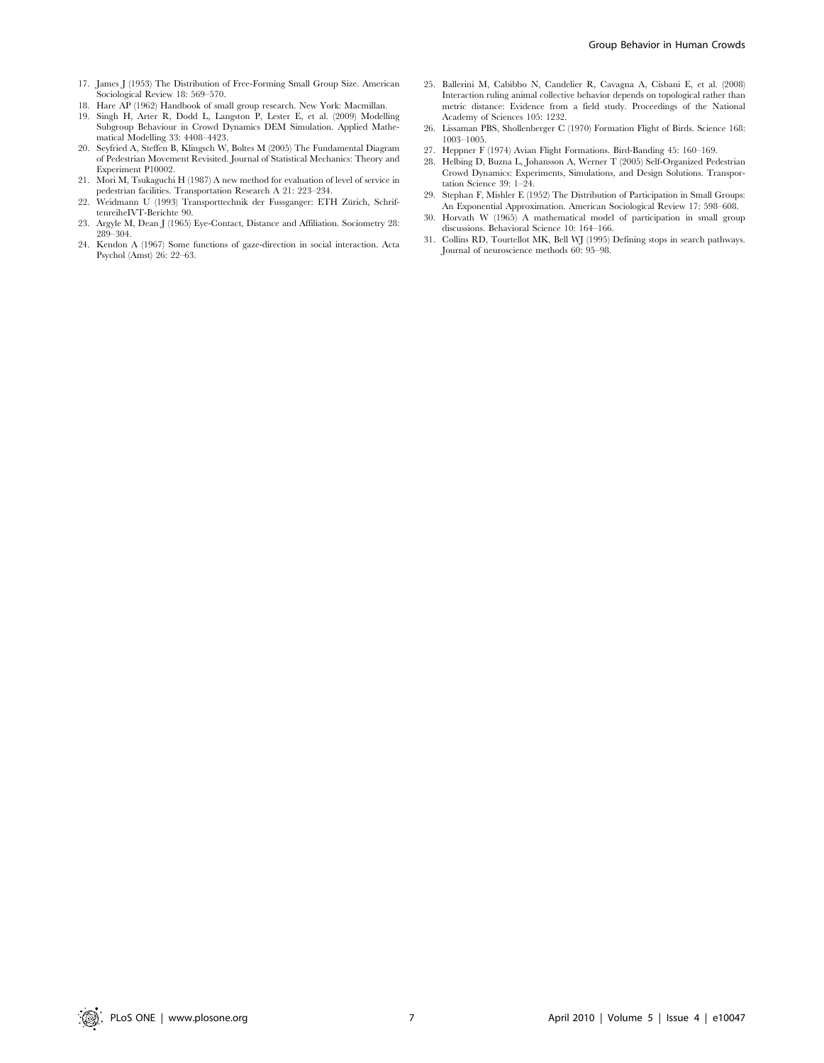17. James J (1953) The Distribution of Free-Forming Small Group Size. American Sociological Review 18: 569–570.
18. Hare AP (1962) Handbook of small group research. New York: Macmillan.
19. Singh H, Arter R, Dodd L, Langston P, Lester E, et al. (2009) Modelling Subgroup Behaviour in Crowd Dynamics DEM Simulation. Applied Mathematical Modelling 33: 4408–4423.
20. Seyfried A, Steffen B, Klingsch W, Boltes M (2005) The Fundamental Diagram of Pedestrian Movement Revisited. Journal of Statistical Mechanics: Theory and Experiment P10002.
21. Mori M, Tsukaguchi H (1987) A new method for evaluation of level of service in pedestrian facilities. Transportation Research A 21: 223–234.
22. Weidmann U (1993) Transporttechnik der Fussganger: ETH Zürich, SchriftenreiheIVT-Berichte 90.
23. Argyle M, Dean J (1965) Eye-Contact, Distance and Affiliation. Sociometry 28: 289–304.
24. Kendon A (1967) Some functions of gaze-direction in social interaction. Acta Psychol (Amst) 26: 22–63.
25. Ballerini M, Cabibbo N, Candelier R, Cavagna A, Cisbani E, et al. (2008) Interaction ruling animal collective behavior depends on topological rather than metric distance: Evidence from a field study. Proceedings of the National Academy of Sciences 105: 1232.
26. Lissaman PBS, Shollenberger C (1970) Formation Flight of Birds. Science 168: 1003–1005.
27. Heppner F (1974) Avian Flight Formations. Bird-Banding 45: 160–169.
28. Helbing D, Buzna L, Johansson A, Werner T (2005) Self-Organized Pedestrian Crowd Dynamics: Experiments, Simulations, and Design Solutions. Transportation Science 39: 1–24.
29. Stephan F, Mishler E (1952) The Distribution of Participation in Small Groups: An Exponential Approximation. American Sociological Review 17: 598–608.
30. Horvath W (1965) A mathematical model of participation in small group discussions. Behavioral Science 10: 164–166.
31. Collins RD, Tourtellot MK, Bell WJ (1995) Defining stops in search pathways. Journal of neuroscience methods 60: 95–98.